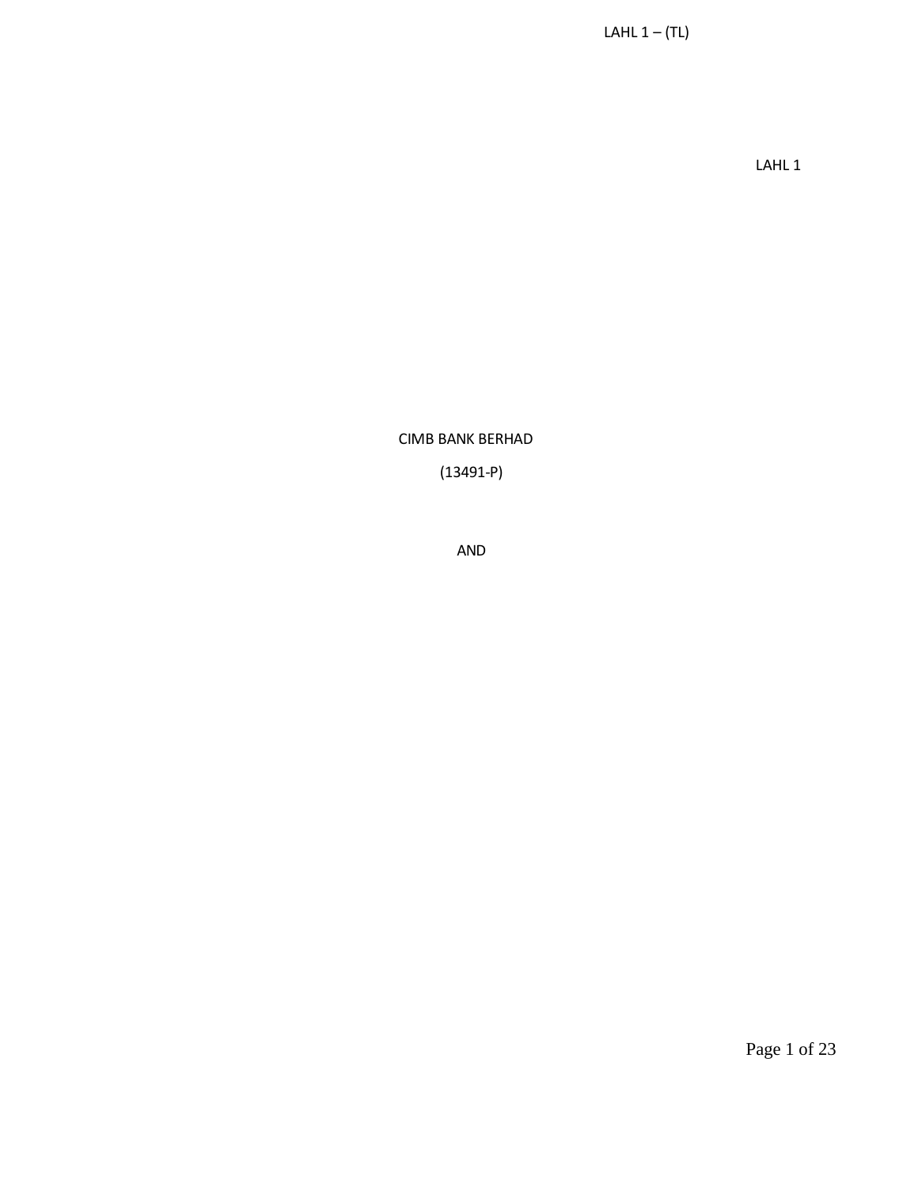LAHL 1 – (TL)

LAHL 1

CIMB BANK BERHAD

(13491-P)

AND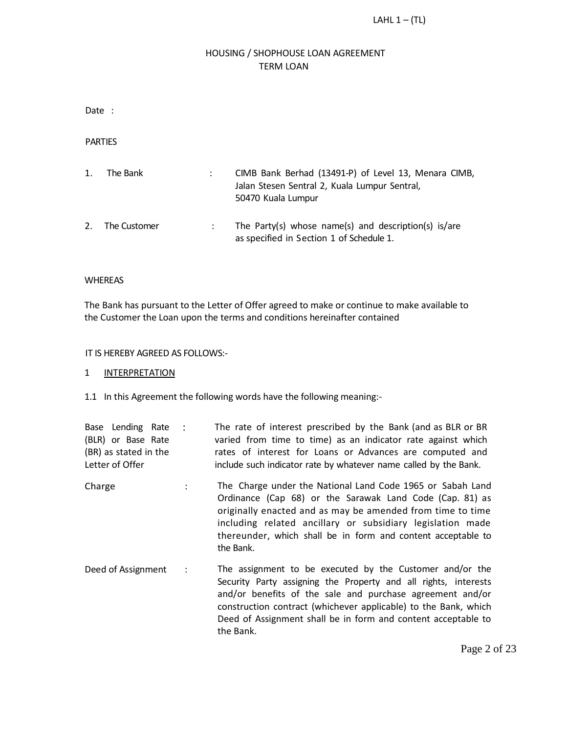LAHL 1 – (TL)

# HOUSING / SHOPHOUSE LOAN AGREEMENT
## TERM LOAN

Date :

PARTIES

| | | | |
|---|---|---|---|
| 1. | The Bank | : | CIMB Bank Berhad (13491-P) of Level 13, Menara CIMB, Jalan Stesen Sentral 2, Kuala Lumpur Sentral, 50470 Kuala Lumpur |
| 2. | The Customer | : | The Party(s) whose name(s) and description(s) is/are as specified in Section 1 of Schedule 1. |

WHEREAS

The Bank has pursuant to the Letter of Offer agreed to make or continue to make available to the Customer the Loan upon the terms and conditions hereinafter contained

IT IS HEREBY AGREED AS FOLLOWS:-

1 INTERPRETATION

1.1 In this Agreement the following words have the following meaning:-

| | | |
|---|---|---|
| Base Lending Rate (BLR) or Base Rate (BR) as stated in the Letter of Offer | : | The rate of interest prescribed by the Bank (and as BLR or BR varied from time to time) as an indicator rate against which rates of interest for Loans or Advances are computed and include such indicator rate by whatever name called by the Bank. |
| Charge | : | The Charge under the National Land Code 1965 or Sabah Land Ordinance (Cap 68) or the Sarawak Land Code (Cap. 81) as originally enacted and as may be amended from time to time including related ancillary or subsidiary legislation made thereunder, which shall be in form and content acceptable to the Bank. |
| Deed of Assignment | : | The assignment to be executed by the Customer and/or the Security Party assigning the Property and all rights, interests and/or benefits of the sale and purchase agreement and/or construction contract (whichever applicable) to the Bank, which Deed of Assignment shall be in form and content acceptable to the Bank. |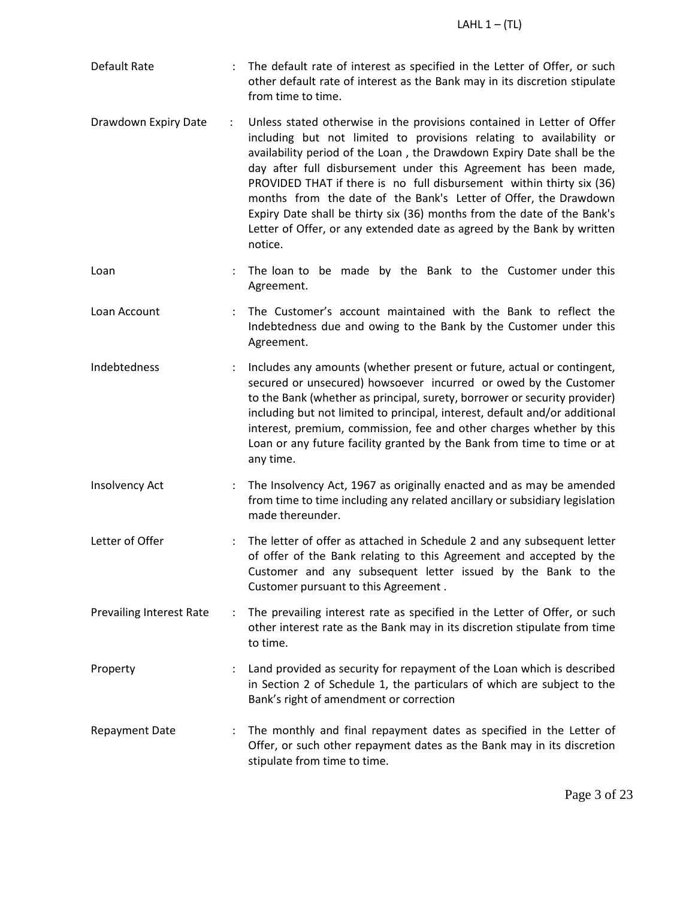| | | |
|---|---|---|
| Default Rate | : | The default rate of interest as specified in the Letter of Offer, or such other default rate of interest as the Bank may in its discretion stipulate from time to time. |
| Drawdown Expiry Date | : | Unless stated otherwise in the provisions contained in Letter of Offer including but not limited to provisions relating to availability or availability period of the Loan , the Drawdown Expiry Date shall be the day after full disbursement under this Agreement has been made, PROVIDED THAT if there is no full disbursement within thirty six (36) months from the date of the Bank's Letter of Offer, the Drawdown Expiry Date shall be thirty six (36) months from the date of the Bank's Letter of Offer, or any extended date as agreed by the Bank by written notice. |
| Loan | : | The loan to be made by the Bank to the Customer under this Agreement. |
| Loan Account | : | The Customer's account maintained with the Bank to reflect the Indebtedness due and owing to the Bank by the Customer under this Agreement. |
| Indebtedness | : | Includes any amounts (whether present or future, actual or contingent, secured or unsecured) howsoever incurred or owed by the Customer to the Bank (whether as principal, surety, borrower or security provider) including but not limited to principal, interest, default and/or additional interest, premium, commission, fee and other charges whether by this Loan or any future facility granted by the Bank from time to time or at any time. |
| Insolvency Act | : | The Insolvency Act, 1967 as originally enacted and as may be amended from time to time including any related ancillary or subsidiary legislation made thereunder. |
| Letter of Offer | : | The letter of offer as attached in Schedule 2 and any subsequent letter of offer of the Bank relating to this Agreement and accepted by the Customer and any subsequent letter issued by the Bank to the Customer pursuant to this Agreement . |
| Prevailing Interest Rate | : | The prevailing interest rate as specified in the Letter of Offer, or such other interest rate as the Bank may in its discretion stipulate from time to time. |
| Property | : | Land provided as security for repayment of the Loan which is described in Section 2 of Schedule 1, the particulars of which are subject to the Bank's right of amendment or correction |
| Repayment Date | : | The monthly and final repayment dates as specified in the Letter of Offer, or such other repayment dates as the Bank may in its discretion stipulate from time to time. |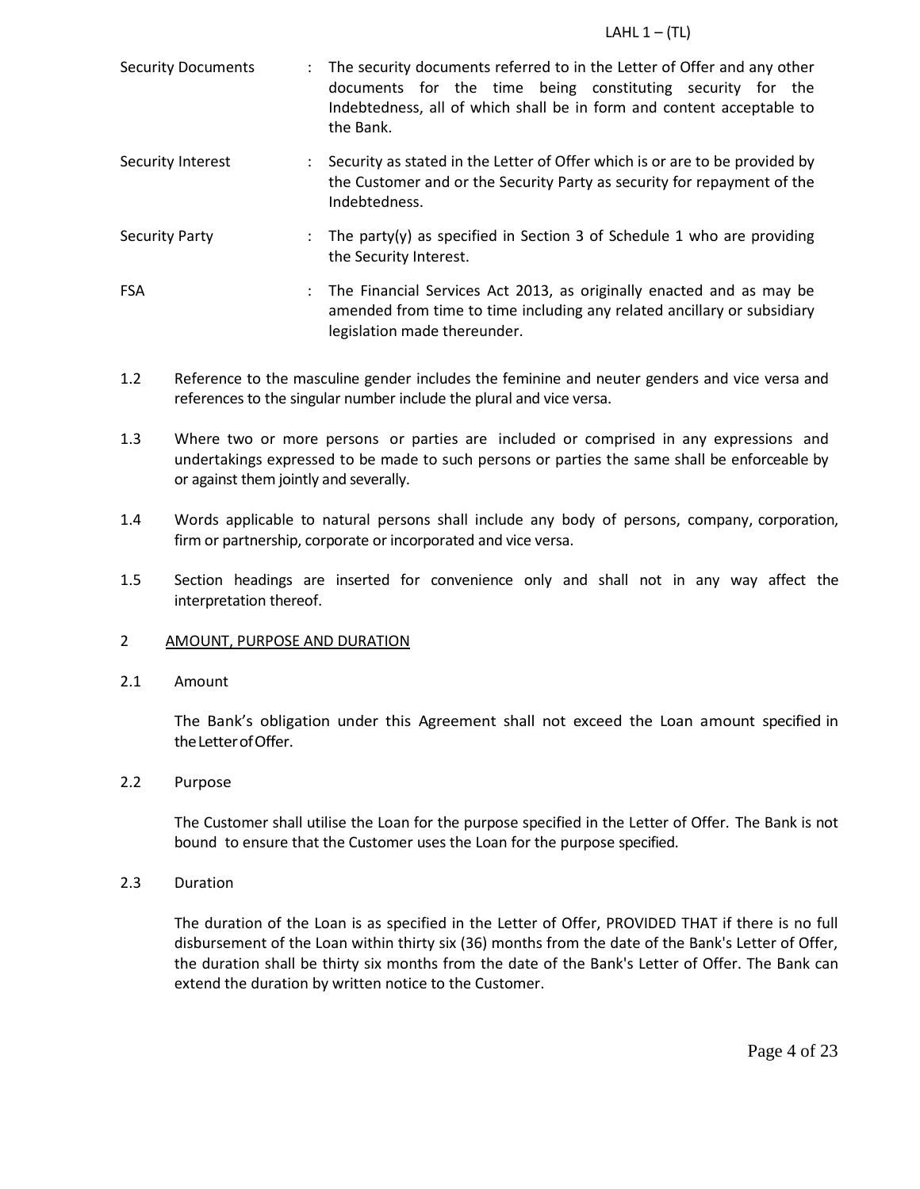| | | |
|---|---|---|
| Security Documents | : | The security documents referred to in the Letter of Offer and any other documents for the time being constituting security for the Indebtedness, all of which shall be in form and content acceptable to the Bank. |
| Security Interest | : | Security as stated in the Letter of Offer which is or are to be provided by the Customer and or the Security Party as security for repayment of the Indebtedness. |
| Security Party | : | The party(y) as specified in Section 3 of Schedule 1 who are providing the Security Interest. |
| FSA | : | The Financial Services Act 2013, as originally enacted and as may be amended from time to time including any related ancillary or subsidiary legislation made thereunder. |

1.2 Reference to the masculine gender includes the feminine and neuter genders and vice versa and references to the singular number include the plural and vice versa.

1.3 Where two or more persons or parties are included or comprised in any expressions and undertakings expressed to be made to such persons or parties the same shall be enforceable by or against them jointly and severally.

1.4 Words applicable to natural persons shall include any body of persons, company, corporation, firm or partnership, corporate or incorporated and vice versa.

1.5 Section headings are inserted for convenience only and shall not in any way affect the interpretation thereof.

## 2 AMOUNT, PURPOSE AND DURATION

### 2.1 Amount

The Bank's obligation under this Agreement shall not exceed the Loan amount specified in the Letter of Offer.

### 2.2 Purpose

The Customer shall utilise the Loan for the purpose specified in the Letter of Offer. The Bank is not bound to ensure that the Customer uses the Loan for the purpose specified.

### 2.3 Duration

The duration of the Loan is as specified in the Letter of Offer, PROVIDED THAT if there is no full disbursement of the Loan within thirty six (36) months from the date of the Bank's Letter of Offer, the duration shall be thirty six months from the date of the Bank's Letter of Offer. The Bank can extend the duration by written notice to the Customer.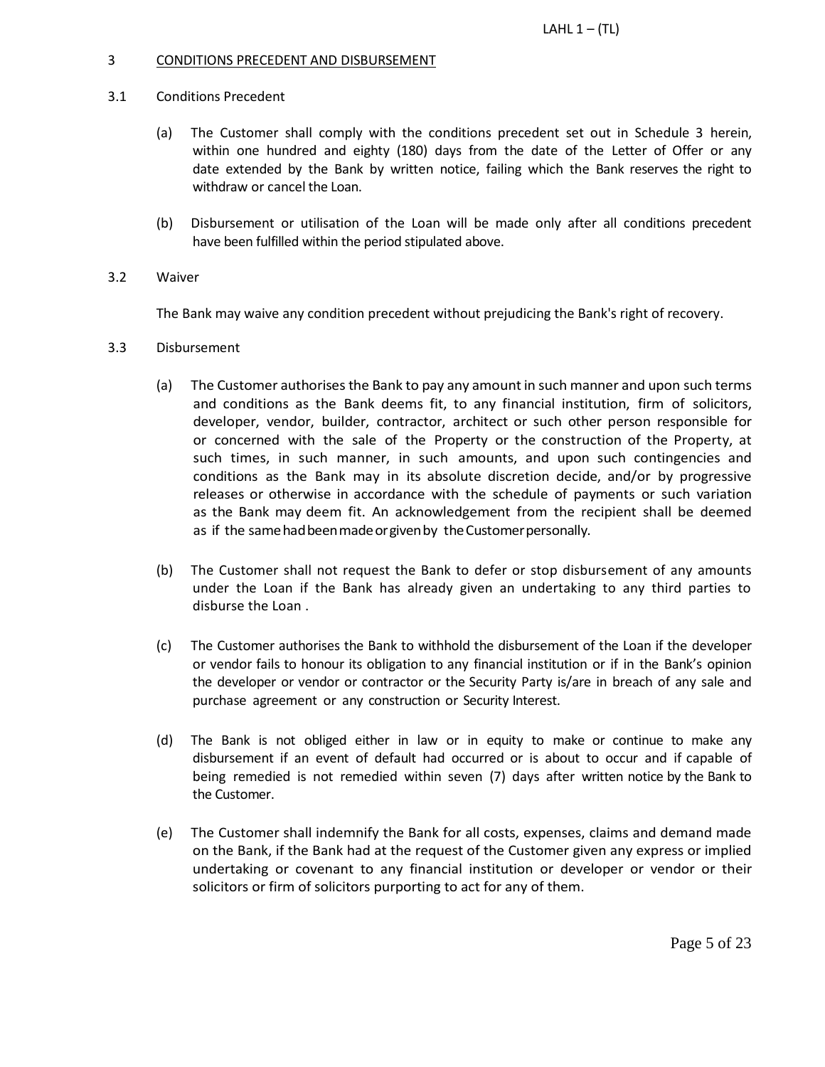## 3 CONDITIONS PRECEDENT AND DISBURSEMENT

### 3.1 Conditions Precedent

(a) The Customer shall comply with the conditions precedent set out in Schedule 3 herein, within one hundred and eighty (180) days from the date of the Letter of Offer or any date extended by the Bank by written notice, failing which the Bank reserves the right to withdraw or cancel the Loan.

(b) Disbursement or utilisation of the Loan will be made only after all conditions precedent have been fulfilled within the period stipulated above.

### 3.2 Waiver

The Bank may waive any condition precedent without prejudicing the Bank's right of recovery.

### 3.3 Disbursement

(a) The Customer authorises the Bank to pay any amount in such manner and upon such terms and conditions as the Bank deems fit, to any financial institution, firm of solicitors, developer, vendor, builder, contractor, architect or such other person responsible for or concerned with the sale of the Property or the construction of the Property, at such times, in such manner, in such amounts, and upon such contingencies and conditions as the Bank may in its absolute discretion decide, and/or by progressive releases or otherwise in accordance with the schedule of payments or such variation as the Bank may deem fit. An acknowledgement from the recipient shall be deemed as if the same had been made or given by the Customer personally.

(b) The Customer shall not request the Bank to defer or stop disbursement of any amounts under the Loan if the Bank has already given an undertaking to any third parties to disburse the Loan .

(c) The Customer authorises the Bank to withhold the disbursement of the Loan if the developer or vendor fails to honour its obligation to any financial institution or if in the Bank's opinion the developer or vendor or contractor or the Security Party is/are in breach of any sale and purchase agreement or any construction or Security Interest.

(d) The Bank is not obliged either in law or in equity to make or continue to make any disbursement if an event of default had occurred or is about to occur and if capable of being remedied is not remedied within seven (7) days after written notice by the Bank to the Customer.

(e) The Customer shall indemnify the Bank for all costs, expenses, claims and demand made on the Bank, if the Bank had at the request of the Customer given any express or implied undertaking or covenant to any financial institution or developer or vendor or their solicitors or firm of solicitors purporting to act for any of them.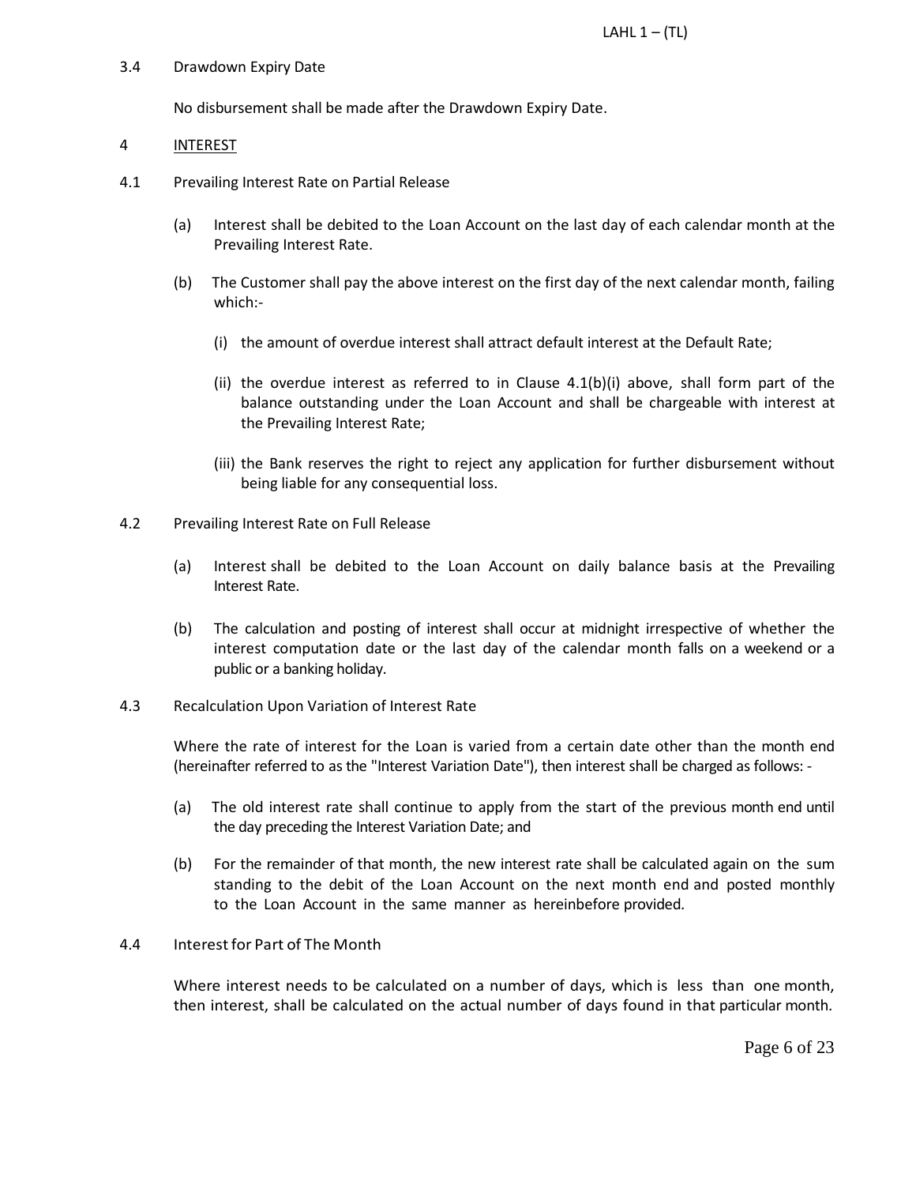3.4 Drawdown Expiry Date

No disbursement shall be made after the Drawdown Expiry Date.

## 4 INTEREST

4.1 Prevailing Interest Rate on Partial Release

(a) Interest shall be debited to the Loan Account on the last day of each calendar month at the Prevailing Interest Rate.

(b) The Customer shall pay the above interest on the first day of the next calendar month, failing which:-

(i) the amount of overdue interest shall attract default interest at the Default Rate;

(ii) the overdue interest as referred to in Clause 4.1(b)(i) above, shall form part of the balance outstanding under the Loan Account and shall be chargeable with interest at the Prevailing Interest Rate;

(iii) the Bank reserves the right to reject any application for further disbursement without being liable for any consequential loss.

4.2 Prevailing Interest Rate on Full Release

(a) Interest shall be debited to the Loan Account on daily balance basis at the Prevailing Interest Rate.

(b) The calculation and posting of interest shall occur at midnight irrespective of whether the interest computation date or the last day of the calendar month falls on a weekend or a public or a banking holiday.

4.3 Recalculation Upon Variation of Interest Rate

Where the rate of interest for the Loan is varied from a certain date other than the month end (hereinafter referred to as the "Interest Variation Date"), then interest shall be charged as follows: -

(a) The old interest rate shall continue to apply from the start of the previous month end until the day preceding the Interest Variation Date; and

(b) For the remainder of that month, the new interest rate shall be calculated again on the sum standing to the debit of the Loan Account on the next month end and posted monthly to the Loan Account in the same manner as hereinbefore provided.

4.4 Interest for Part of The Month

Where interest needs to be calculated on a number of days, which is less than one month, then interest, shall be calculated on the actual number of days found in that particular month.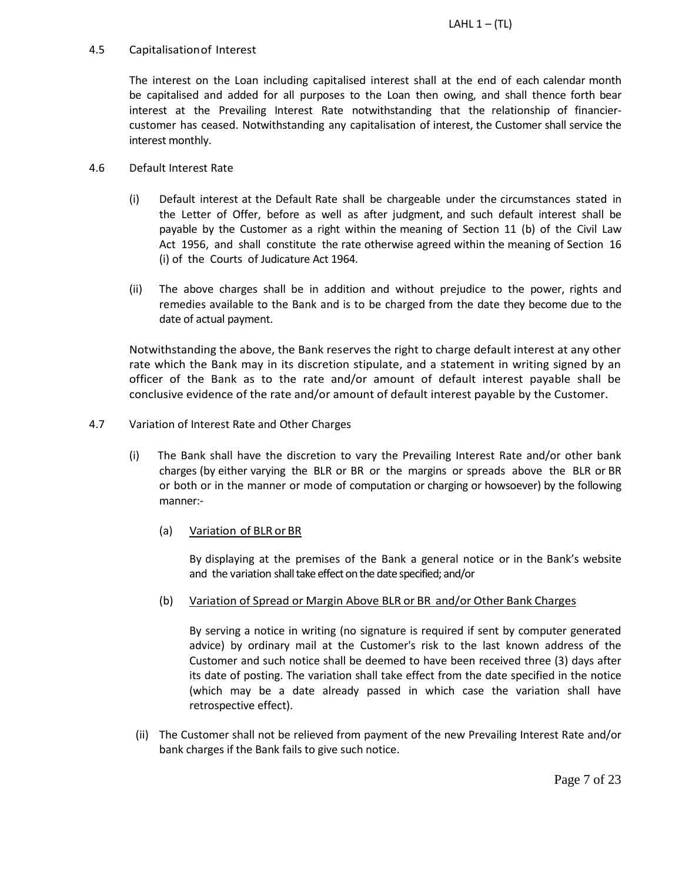### 4.5 Capitalisation of Interest

The interest on the Loan including capitalised interest shall at the end of each calendar month be capitalised and added for all purposes to the Loan then owing, and shall thence forth bear interest at the Prevailing Interest Rate notwithstanding that the relationship of financier-customer has ceased. Notwithstanding any capitalisation of interest, the Customer shall service the interest monthly.

### 4.6 Default Interest Rate

(i) Default interest at the Default Rate shall be chargeable under the circumstances stated in the Letter of Offer, before as well as after judgment, and such default interest shall be payable by the Customer as a right within the meaning of Section 11 (b) of the Civil Law Act 1956, and shall constitute the rate otherwise agreed within the meaning of Section 16 (i) of the Courts of Judicature Act 1964.

(ii) The above charges shall be in addition and without prejudice to the power, rights and remedies available to the Bank and is to be charged from the date they become due to the date of actual payment.

Notwithstanding the above, the Bank reserves the right to charge default interest at any other rate which the Bank may in its discretion stipulate, and a statement in writing signed by an officer of the Bank as to the rate and/or amount of default interest payable shall be conclusive evidence of the rate and/or amount of default interest payable by the Customer.

### 4.7 Variation of Interest Rate and Other Charges

(i) The Bank shall have the discretion to vary the Prevailing Interest Rate and/or other bank charges (by either varying the BLR or BR or the margins or spreads above the BLR or BR or both or in the manner or mode of computation or charging or howsoever) by the following manner:-

(a) <u>Variation of BLR or BR</u>

By displaying at the premises of the Bank a general notice or in the Bank's website and the variation shall take effect on the date specified; and/or

(b) <u>Variation of Spread or Margin Above BLR or BR and/or Other Bank Charges</u>

By serving a notice in writing (no signature is required if sent by computer generated advice) by ordinary mail at the Customer's risk to the last known address of the Customer and such notice shall be deemed to have been received three (3) days after its date of posting. The variation shall take effect from the date specified in the notice (which may be a date already passed in which case the variation shall have retrospective effect).

(ii) The Customer shall not be relieved from payment of the new Prevailing Interest Rate and/or bank charges if the Bank fails to give such notice.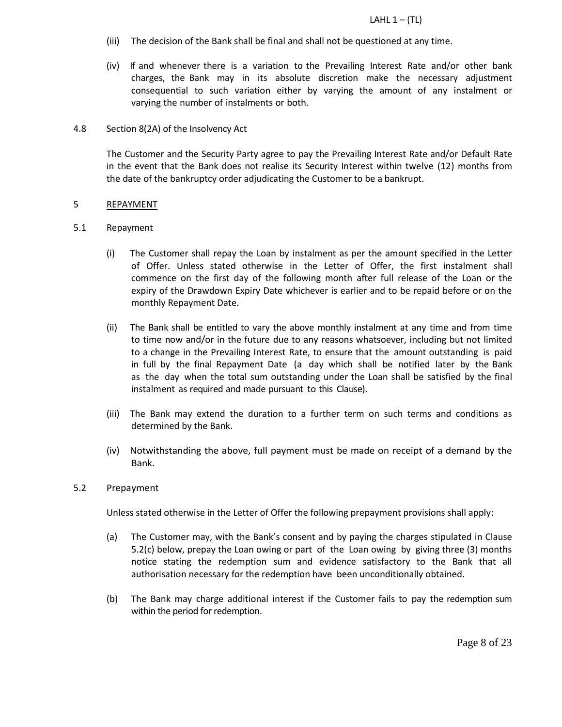(iii) The decision of the Bank shall be final and shall not be questioned at any time.

(iv) If and whenever there is a variation to the Prevailing Interest Rate and/or other bank charges, the Bank may in its absolute discretion make the necessary adjustment consequential to such variation either by varying the amount of any instalment or varying the number of instalments or both.

4.8 Section 8(2A) of the Insolvency Act

The Customer and the Security Party agree to pay the Prevailing Interest Rate and/or Default Rate in the event that the Bank does not realise its Security Interest within twelve (12) months from the date of the bankruptcy order adjudicating the Customer to be a bankrupt.

## 5 REPAYMENT

5.1 Repayment

(i) The Customer shall repay the Loan by instalment as per the amount specified in the Letter of Offer. Unless stated otherwise in the Letter of Offer, the first instalment shall commence on the first day of the following month after full release of the Loan or the expiry of the Drawdown Expiry Date whichever is earlier and to be repaid before or on the monthly Repayment Date.

(ii) The Bank shall be entitled to vary the above monthly instalment at any time and from time to time now and/or in the future due to any reasons whatsoever, including but not limited to a change in the Prevailing Interest Rate, to ensure that the amount outstanding is paid in full by the final Repayment Date (a day which shall be notified later by the Bank as the day when the total sum outstanding under the Loan shall be satisfied by the final instalment as required and made pursuant to this Clause).

(iii) The Bank may extend the duration to a further term on such terms and conditions as determined by the Bank.

(iv) Notwithstanding the above, full payment must be made on receipt of a demand by the Bank.

5.2 Prepayment

Unless stated otherwise in the Letter of Offer the following prepayment provisions shall apply:

(a) The Customer may, with the Bank's consent and by paying the charges stipulated in Clause 5.2(c) below, prepay the Loan owing or part of the Loan owing by giving three (3) months notice stating the redemption sum and evidence satisfactory to the Bank that all authorisation necessary for the redemption have been unconditionally obtained.

(b) The Bank may charge additional interest if the Customer fails to pay the redemption sum within the period for redemption.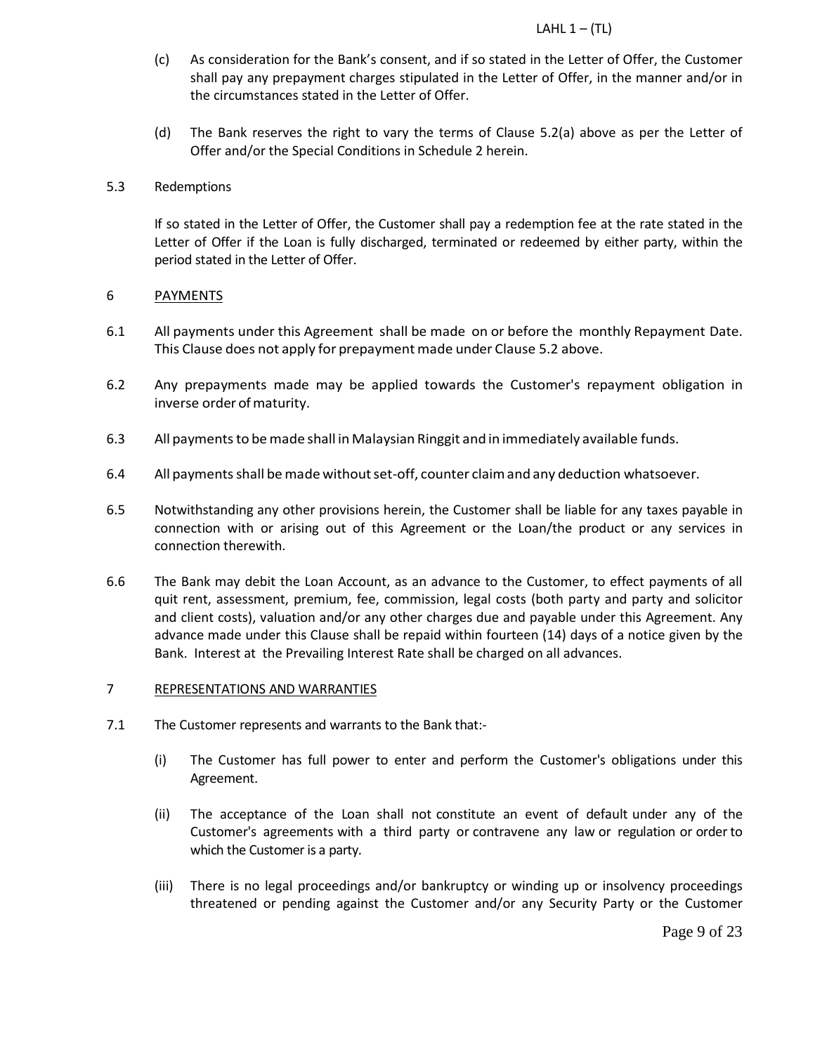(c) As consideration for the Bank's consent, and if so stated in the Letter of Offer, the Customer shall pay any prepayment charges stipulated in the Letter of Offer, in the manner and/or in the circumstances stated in the Letter of Offer.

(d) The Bank reserves the right to vary the terms of Clause 5.2(a) above as per the Letter of Offer and/or the Special Conditions in Schedule 2 herein.

5.3 Redemptions

If so stated in the Letter of Offer, the Customer shall pay a redemption fee at the rate stated in the Letter of Offer if the Loan is fully discharged, terminated or redeemed by either party, within the period stated in the Letter of Offer.

## 6 PAYMENTS

6.1 All payments under this Agreement shall be made on or before the monthly Repayment Date. This Clause does not apply for prepayment made under Clause 5.2 above.

6.2 Any prepayments made may be applied towards the Customer's repayment obligation in inverse order of maturity.

6.3 All payments to be made shall in Malaysian Ringgit and in immediately available funds.

6.4 All payments shall be made without set-off, counter claim and any deduction whatsoever.

6.5 Notwithstanding any other provisions herein, the Customer shall be liable for any taxes payable in connection with or arising out of this Agreement or the Loan/the product or any services in connection therewith.

6.6 The Bank may debit the Loan Account, as an advance to the Customer, to effect payments of all quit rent, assessment, premium, fee, commission, legal costs (both party and party and solicitor and client costs), valuation and/or any other charges due and payable under this Agreement. Any advance made under this Clause shall be repaid within fourteen (14) days of a notice given by the Bank. Interest at the Prevailing Interest Rate shall be charged on all advances.

## 7 REPRESENTATIONS AND WARRANTIES

7.1 The Customer represents and warrants to the Bank that:-

(i) The Customer has full power to enter and perform the Customer's obligations under this Agreement.

(ii) The acceptance of the Loan shall not constitute an event of default under any of the Customer's agreements with a third party or contravene any law or regulation or order to which the Customer is a party.

(iii) There is no legal proceedings and/or bankruptcy or winding up or insolvency proceedings threatened or pending against the Customer and/or any Security Party or the Customer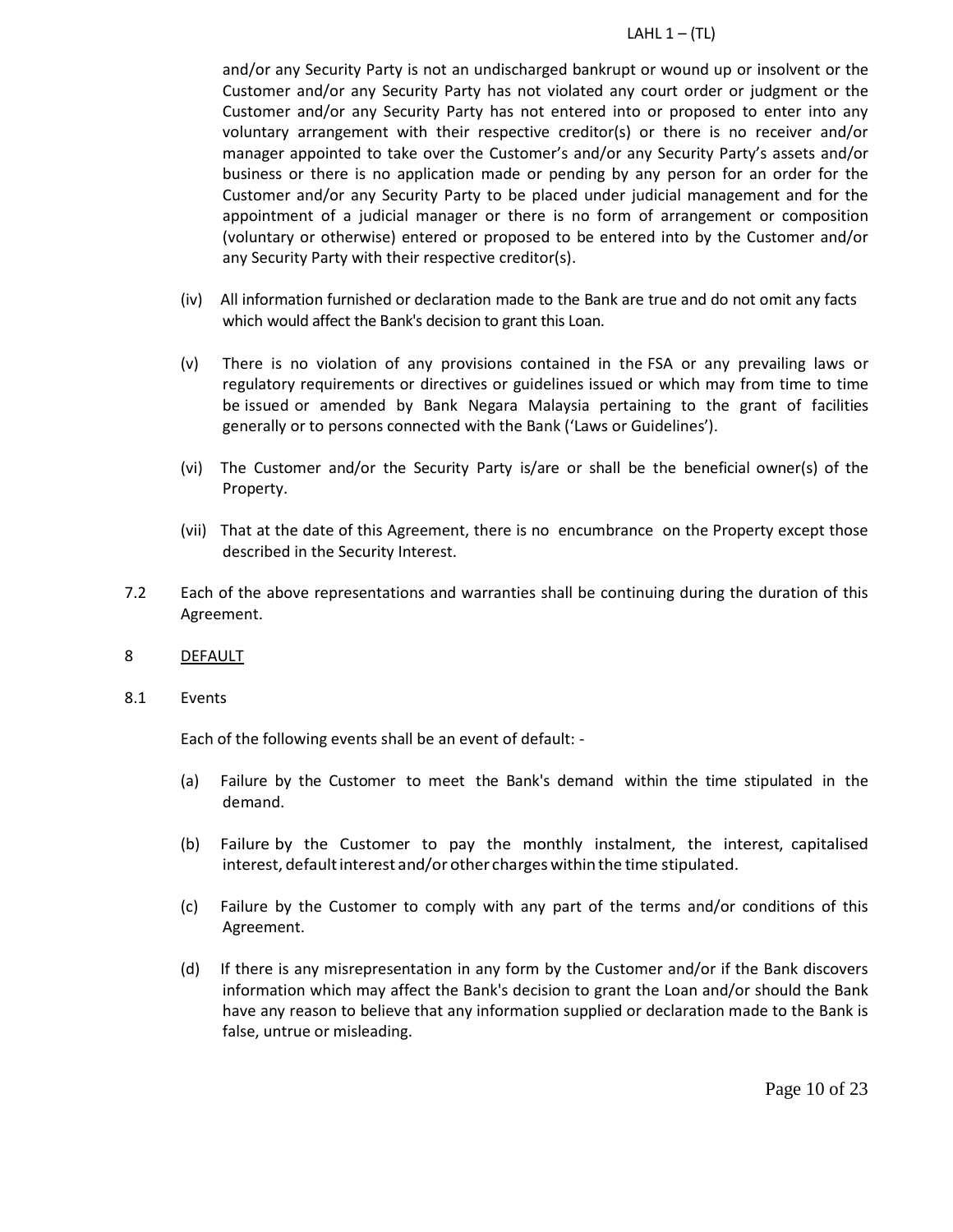and/or any Security Party is not an undischarged bankrupt or wound up or insolvent or the Customer and/or any Security Party has not violated any court order or judgment or the Customer and/or any Security Party has not entered into or proposed to enter into any voluntary arrangement with their respective creditor(s) or there is no receiver and/or manager appointed to take over the Customer's and/or any Security Party's assets and/or business or there is no application made or pending by any person for an order for the Customer and/or any Security Party to be placed under judicial management and for the appointment of a judicial manager or there is no form of arrangement or composition (voluntary or otherwise) entered or proposed to be entered into by the Customer and/or any Security Party with their respective creditor(s).

(iv) All information furnished or declaration made to the Bank are true and do not omit any facts which would affect the Bank's decision to grant this Loan.

(v) There is no violation of any provisions contained in the FSA or any prevailing laws or regulatory requirements or directives or guidelines issued or which may from time to time be issued or amended by Bank Negara Malaysia pertaining to the grant of facilities generally or to persons connected with the Bank ('Laws or Guidelines').

(vi) The Customer and/or the Security Party is/are or shall be the beneficial owner(s) of the Property.

(vii) That at the date of this Agreement, there is no encumbrance on the Property except those described in the Security Interest.

7.2 Each of the above representations and warranties shall be continuing during the duration of this Agreement.

## 8 DEFAULT

8.1 Events

Each of the following events shall be an event of default: -

(a) Failure by the Customer to meet the Bank's demand within the time stipulated in the demand.

(b) Failure by the Customer to pay the monthly instalment, the interest, capitalised interest, default interest and/or other charges within the time stipulated.

(c) Failure by the Customer to comply with any part of the terms and/or conditions of this Agreement.

(d) If there is any misrepresentation in any form by the Customer and/or if the Bank discovers information which may affect the Bank's decision to grant the Loan and/or should the Bank have any reason to believe that any information supplied or declaration made to the Bank is false, untrue or misleading.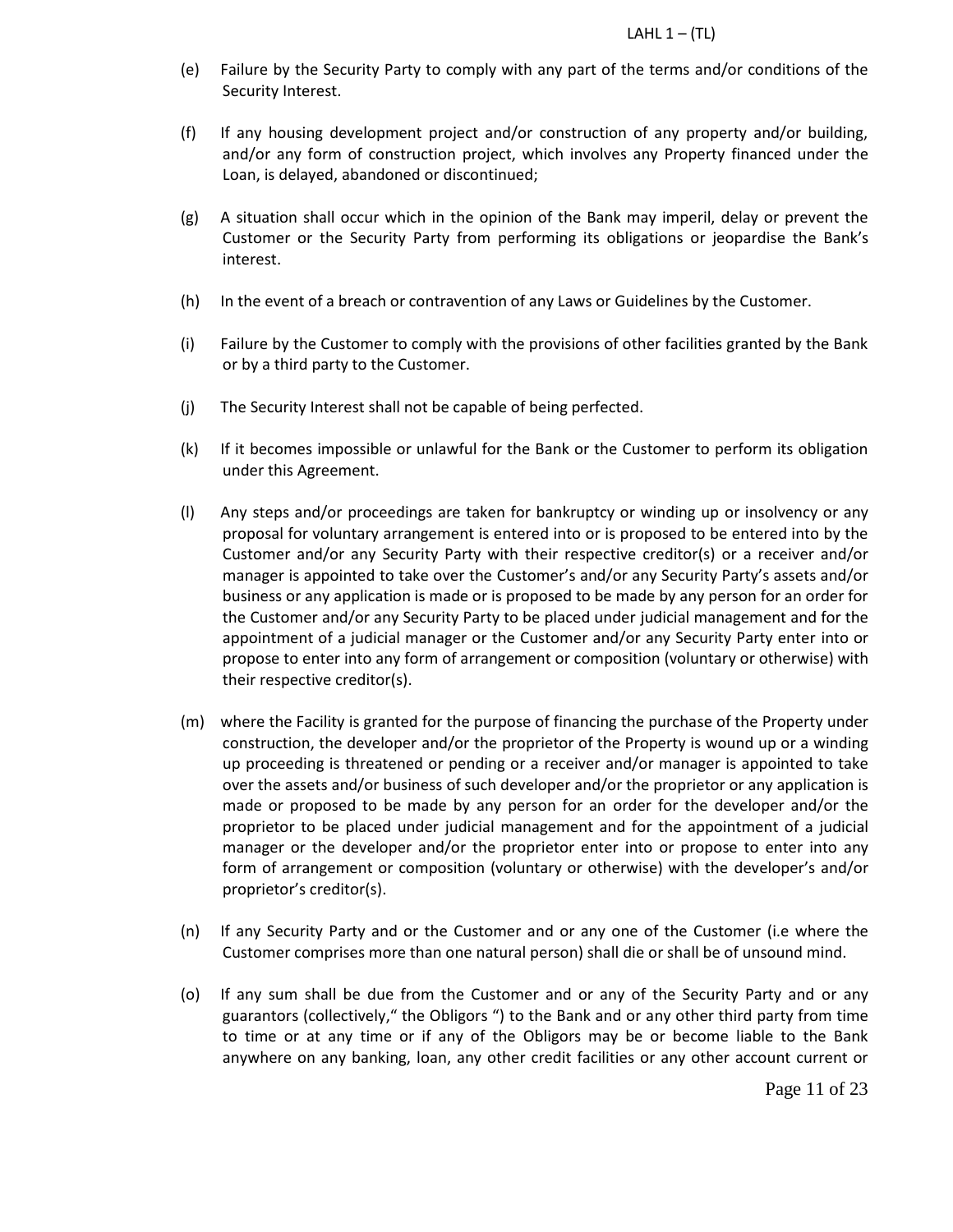(e) Failure by the Security Party to comply with any part of the terms and/or conditions of the Security Interest.

(f) If any housing development project and/or construction of any property and/or building, and/or any form of construction project, which involves any Property financed under the Loan, is delayed, abandoned or discontinued;

(g) A situation shall occur which in the opinion of the Bank may imperil, delay or prevent the Customer or the Security Party from performing its obligations or jeopardise the Bank's interest.

(h) In the event of a breach or contravention of any Laws or Guidelines by the Customer.

(i) Failure by the Customer to comply with the provisions of other facilities granted by the Bank or by a third party to the Customer.

(j) The Security Interest shall not be capable of being perfected.

(k) If it becomes impossible or unlawful for the Bank or the Customer to perform its obligation under this Agreement.

(l) Any steps and/or proceedings are taken for bankruptcy or winding up or insolvency or any proposal for voluntary arrangement is entered into or is proposed to be entered into by the Customer and/or any Security Party with their respective creditor(s) or a receiver and/or manager is appointed to take over the Customer's and/or any Security Party's assets and/or business or any application is made or is proposed to be made by any person for an order for the Customer and/or any Security Party to be placed under judicial management and for the appointment of a judicial manager or the Customer and/or any Security Party enter into or propose to enter into any form of arrangement or composition (voluntary or otherwise) with their respective creditor(s).

(m) where the Facility is granted for the purpose of financing the purchase of the Property under construction, the developer and/or the proprietor of the Property is wound up or a winding up proceeding is threatened or pending or a receiver and/or manager is appointed to take over the assets and/or business of such developer and/or the proprietor or any application is made or proposed to be made by any person for an order for the developer and/or the proprietor to be placed under judicial management and for the appointment of a judicial manager or the developer and/or the proprietor enter into or propose to enter into any form of arrangement or composition (voluntary or otherwise) with the developer's and/or proprietor's creditor(s).

(n) If any Security Party and or the Customer and or any one of the Customer (i.e where the Customer comprises more than one natural person) shall die or shall be of unsound mind.

(o) If any sum shall be due from the Customer and or any of the Security Party and or any guarantors (collectively," the Obligors ") to the Bank and or any other third party from time to time or at any time or if any of the Obligors may be or become liable to the Bank anywhere on any banking, loan, any other credit facilities or any other account current or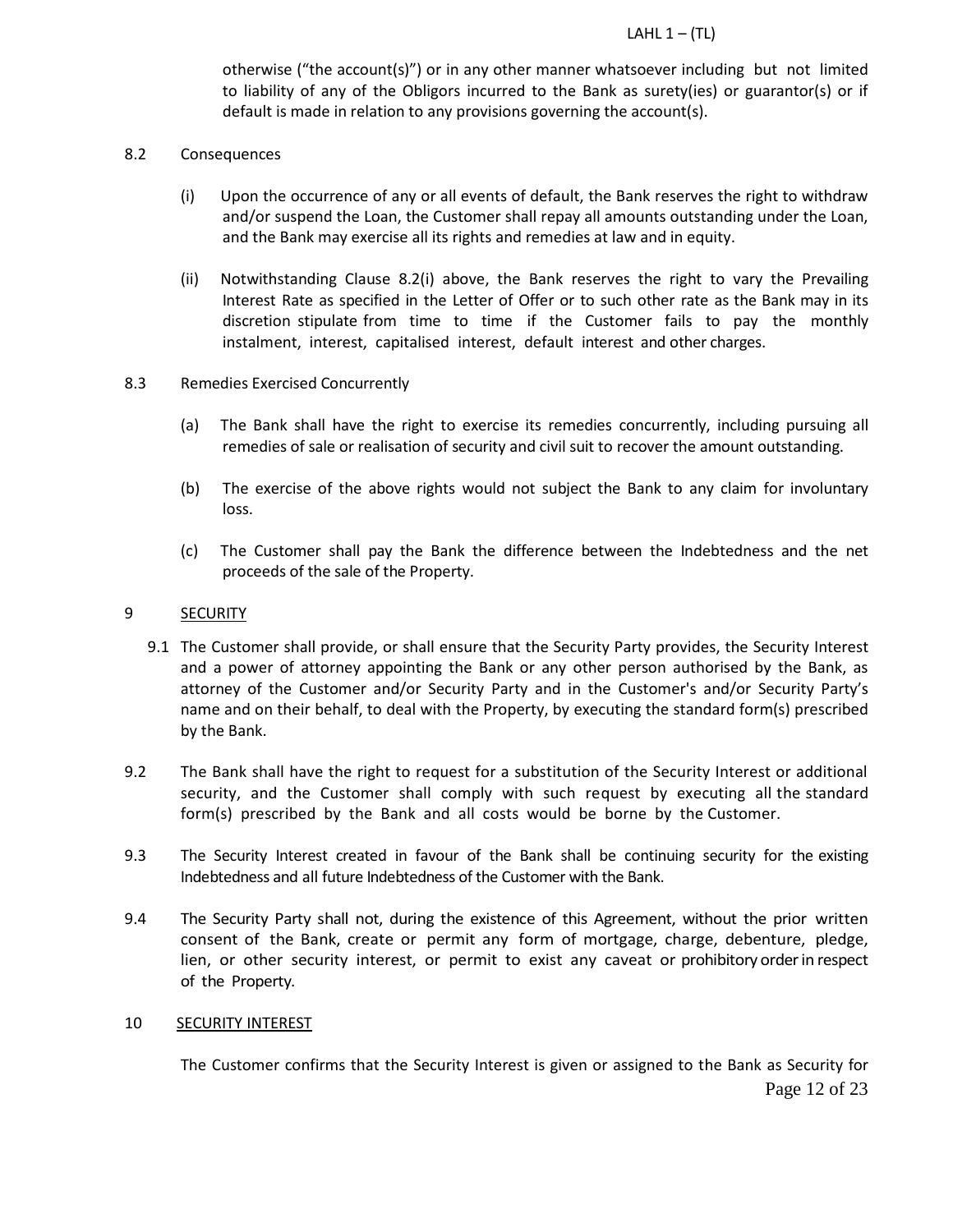otherwise ("the account(s)") or in any other manner whatsoever including but not limited to liability of any of the Obligors incurred to the Bank as surety(ies) or guarantor(s) or if default is made in relation to any provisions governing the account(s).

8.2 Consequences

(i) Upon the occurrence of any or all events of default, the Bank reserves the right to withdraw and/or suspend the Loan, the Customer shall repay all amounts outstanding under the Loan, and the Bank may exercise all its rights and remedies at law and in equity.

(ii) Notwithstanding Clause 8.2(i) above, the Bank reserves the right to vary the Prevailing Interest Rate as specified in the Letter of Offer or to such other rate as the Bank may in its discretion stipulate from time to time if the Customer fails to pay the monthly instalment, interest, capitalised interest, default interest and other charges.

8.3 Remedies Exercised Concurrently

(a) The Bank shall have the right to exercise its remedies concurrently, including pursuing all remedies of sale or realisation of security and civil suit to recover the amount outstanding.

(b) The exercise of the above rights would not subject the Bank to any claim for involuntary loss.

(c) The Customer shall pay the Bank the difference between the Indebtedness and the net proceeds of the sale of the Property.

## 9 SECURITY

9.1 The Customer shall provide, or shall ensure that the Security Party provides, the Security Interest and a power of attorney appointing the Bank or any other person authorised by the Bank, as attorney of the Customer and/or Security Party and in the Customer's and/or Security Party's name and on their behalf, to deal with the Property, by executing the standard form(s) prescribed by the Bank.

9.2 The Bank shall have the right to request for a substitution of the Security Interest or additional security, and the Customer shall comply with such request by executing all the standard form(s) prescribed by the Bank and all costs would be borne by the Customer.

9.3 The Security Interest created in favour of the Bank shall be continuing security for the existing Indebtedness and all future Indebtedness of the Customer with the Bank.

9.4 The Security Party shall not, during the existence of this Agreement, without the prior written consent of the Bank, create or permit any form of mortgage, charge, debenture, pledge, lien, or other security interest, or permit to exist any caveat or prohibitory order in respect of the Property.

## 10 SECURITY INTEREST

The Customer confirms that the Security Interest is given or assigned to the Bank as Security for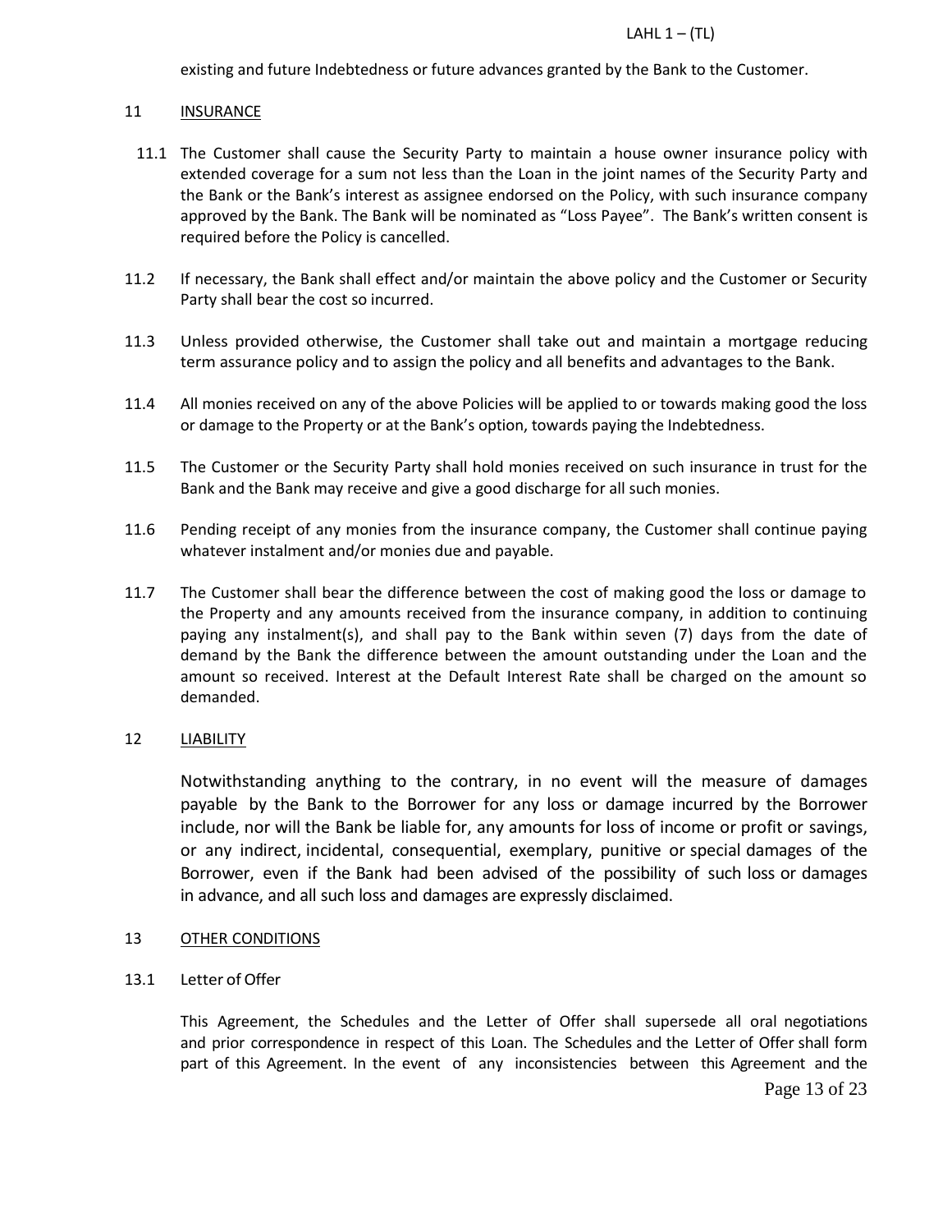existing and future Indebtedness or future advances granted by the Bank to the Customer.

## 11 INSURANCE

11.1 The Customer shall cause the Security Party to maintain a house owner insurance policy with extended coverage for a sum not less than the Loan in the joint names of the Security Party and the Bank or the Bank's interest as assignee endorsed on the Policy, with such insurance company approved by the Bank. The Bank will be nominated as "Loss Payee". The Bank's written consent is required before the Policy is cancelled.

11.2 If necessary, the Bank shall effect and/or maintain the above policy and the Customer or Security Party shall bear the cost so incurred.

11.3 Unless provided otherwise, the Customer shall take out and maintain a mortgage reducing term assurance policy and to assign the policy and all benefits and advantages to the Bank.

11.4 All monies received on any of the above Policies will be applied to or towards making good the loss or damage to the Property or at the Bank's option, towards paying the Indebtedness.

11.5 The Customer or the Security Party shall hold monies received on such insurance in trust for the Bank and the Bank may receive and give a good discharge for all such monies.

11.6 Pending receipt of any monies from the insurance company, the Customer shall continue paying whatever instalment and/or monies due and payable.

11.7 The Customer shall bear the difference between the cost of making good the loss or damage to the Property and any amounts received from the insurance company, in addition to continuing paying any instalment(s), and shall pay to the Bank within seven (7) days from the date of demand by the Bank the difference between the amount outstanding under the Loan and the amount so received. Interest at the Default Interest Rate shall be charged on the amount so demanded.

## 12 LIABILITY

Notwithstanding anything to the contrary, in no event will the measure of damages payable by the Bank to the Borrower for any loss or damage incurred by the Borrower include, nor will the Bank be liable for, any amounts for loss of income or profit or savings, or any indirect, incidental, consequential, exemplary, punitive or special damages of the Borrower, even if the Bank had been advised of the possibility of such loss or damages in advance, and all such loss and damages are expressly disclaimed.

## 13 OTHER CONDITIONS

13.1 Letter of Offer

This Agreement, the Schedules and the Letter of Offer shall supersede all oral negotiations and prior correspondence in respect of this Loan. The Schedules and the Letter of Offer shall form part of this Agreement. In the event of any inconsistencies between this Agreement and the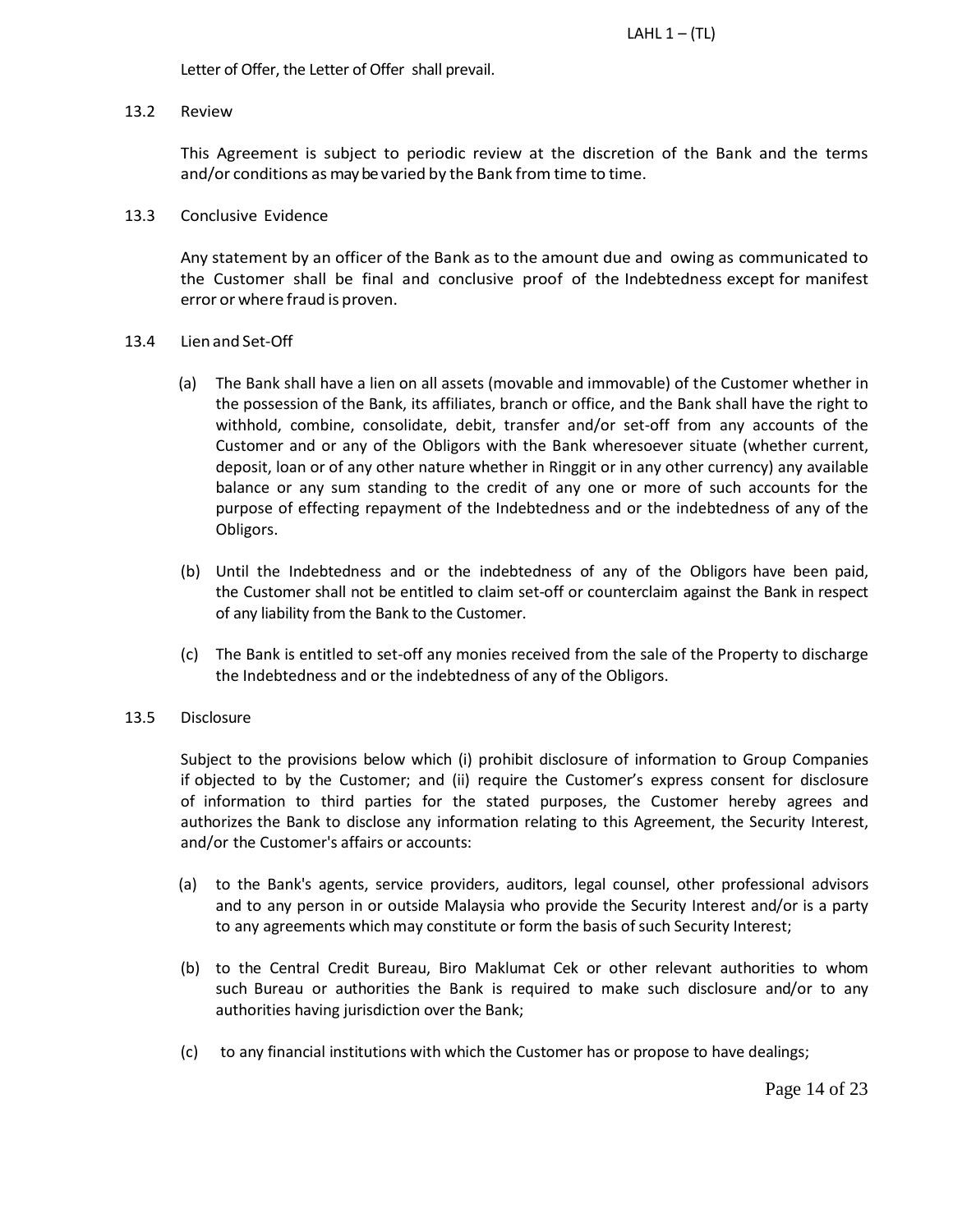Letter of Offer, the Letter of Offer shall prevail.

13.2 Review

This Agreement is subject to periodic review at the discretion of the Bank and the terms and/or conditions as may be varied by the Bank from time to time.

13.3 Conclusive Evidence

Any statement by an officer of the Bank as to the amount due and owing as communicated to the Customer shall be final and conclusive proof of the Indebtedness except for manifest error or where fraud is proven.

13.4 Lien and Set-Off

(a) The Bank shall have a lien on all assets (movable and immovable) of the Customer whether in the possession of the Bank, its affiliates, branch or office, and the Bank shall have the right to withhold, combine, consolidate, debit, transfer and/or set-off from any accounts of the Customer and or any of the Obligors with the Bank wheresoever situate (whether current, deposit, loan or of any other nature whether in Ringgit or in any other currency) any available balance or any sum standing to the credit of any one or more of such accounts for the purpose of effecting repayment of the Indebtedness and or the indebtedness of any of the Obligors.

(b) Until the Indebtedness and or the indebtedness of any of the Obligors have been paid, the Customer shall not be entitled to claim set-off or counterclaim against the Bank in respect of any liability from the Bank to the Customer.

(c) The Bank is entitled to set-off any monies received from the sale of the Property to discharge the Indebtedness and or the indebtedness of any of the Obligors.

13.5 Disclosure

Subject to the provisions below which (i) prohibit disclosure of information to Group Companies if objected to by the Customer; and (ii) require the Customer's express consent for disclosure of information to third parties for the stated purposes, the Customer hereby agrees and authorizes the Bank to disclose any information relating to this Agreement, the Security Interest, and/or the Customer's affairs or accounts:

(a) to the Bank's agents, service providers, auditors, legal counsel, other professional advisors and to any person in or outside Malaysia who provide the Security Interest and/or is a party to any agreements which may constitute or form the basis of such Security Interest;

(b) to the Central Credit Bureau, Biro Maklumat Cek or other relevant authorities to whom such Bureau or authorities the Bank is required to make such disclosure and/or to any authorities having jurisdiction over the Bank;

(c) to any financial institutions with which the Customer has or propose to have dealings;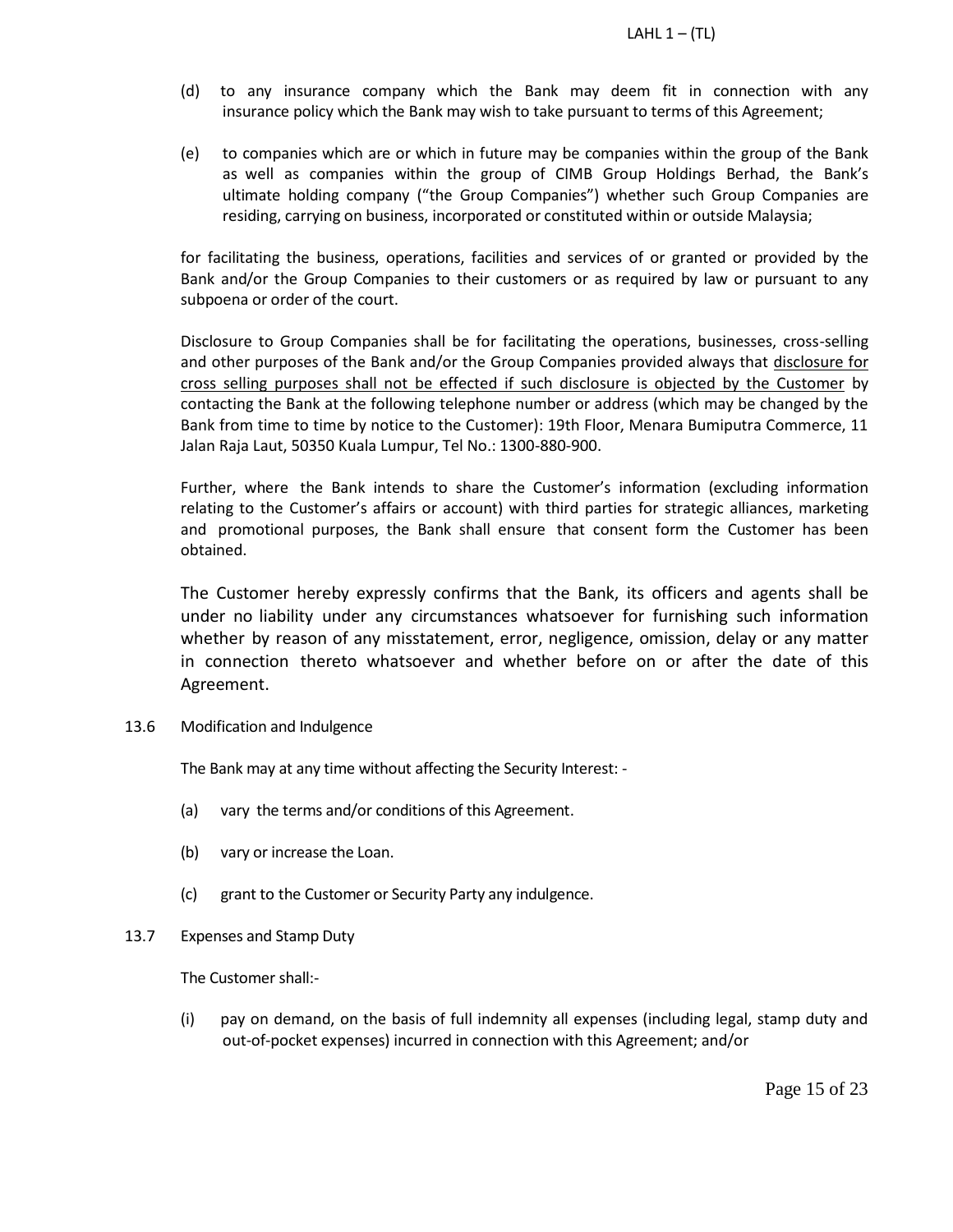(d) to any insurance company which the Bank may deem fit in connection with any insurance policy which the Bank may wish to take pursuant to terms of this Agreement;

(e) to companies which are or which in future may be companies within the group of the Bank as well as companies within the group of CIMB Group Holdings Berhad, the Bank's ultimate holding company ("the Group Companies") whether such Group Companies are residing, carrying on business, incorporated or constituted within or outside Malaysia;

for facilitating the business, operations, facilities and services of or granted or provided by the Bank and/or the Group Companies to their customers or as required by law or pursuant to any subpoena or order of the court.

Disclosure to Group Companies shall be for facilitating the operations, businesses, cross-selling and other purposes of the Bank and/or the Group Companies provided always that <u>disclosure for cross selling purposes shall not be effected if such disclosure is objected by the Customer</u> by contacting the Bank at the following telephone number or address (which may be changed by the Bank from time to time by notice to the Customer): 19th Floor, Menara Bumiputra Commerce, 11 Jalan Raja Laut, 50350 Kuala Lumpur, Tel No.: 1300-880-900.

Further, where the Bank intends to share the Customer's information (excluding information relating to the Customer's affairs or account) with third parties for strategic alliances, marketing and promotional purposes, the Bank shall ensure that consent form the Customer has been obtained.

The Customer hereby expressly confirms that the Bank, its officers and agents shall be under no liability under any circumstances whatsoever for furnishing such information whether by reason of any misstatement, error, negligence, omission, delay or any matter in connection thereto whatsoever and whether before on or after the date of this Agreement.

13.6 Modification and Indulgence

The Bank may at any time without affecting the Security Interest: -

(a) vary the terms and/or conditions of this Agreement.

(b) vary or increase the Loan.

(c) grant to the Customer or Security Party any indulgence.

13.7 Expenses and Stamp Duty

The Customer shall:-

(i) pay on demand, on the basis of full indemnity all expenses (including legal, stamp duty and out-of-pocket expenses) incurred in connection with this Agreement; and/or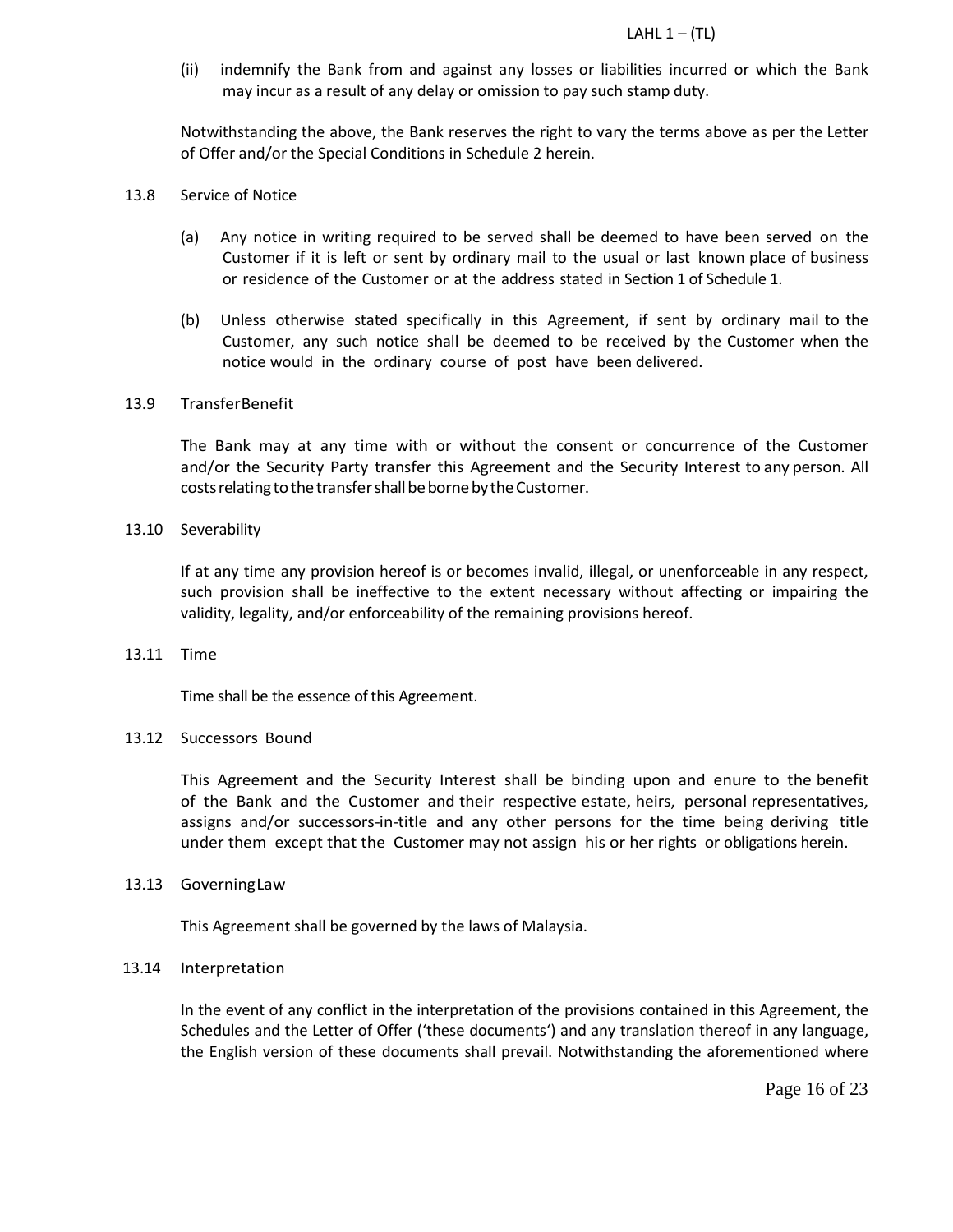(ii) indemnify the Bank from and against any losses or liabilities incurred or which the Bank may incur as a result of any delay or omission to pay such stamp duty.

Notwithstanding the above, the Bank reserves the right to vary the terms above as per the Letter of Offer and/or the Special Conditions in Schedule 2 herein.

13.8 Service of Notice

(a) Any notice in writing required to be served shall be deemed to have been served on the Customer if it is left or sent by ordinary mail to the usual or last known place of business or residence of the Customer or at the address stated in Section 1 of Schedule 1.

(b) Unless otherwise stated specifically in this Agreement, if sent by ordinary mail to the Customer, any such notice shall be deemed to be received by the Customer when the notice would in the ordinary course of post have been delivered.

13.9 TransferBenefit

The Bank may at any time with or without the consent or concurrence of the Customer and/or the Security Party transfer this Agreement and the Security Interest to any person. All costs relating to the transfer shall be borne by the Customer.

13.10 Severability

If at any time any provision hereof is or becomes invalid, illegal, or unenforceable in any respect, such provision shall be ineffective to the extent necessary without affecting or impairing the validity, legality, and/or enforceability of the remaining provisions hereof.

13.11 Time

Time shall be the essence of this Agreement.

13.12 Successors Bound

This Agreement and the Security Interest shall be binding upon and enure to the benefit of the Bank and the Customer and their respective estate, heirs, personal representatives, assigns and/or successors-in-title and any other persons for the time being deriving title under them except that the Customer may not assign his or her rights or obligations herein.

13.13 GoverningLaw

This Agreement shall be governed by the laws of Malaysia.

13.14 Interpretation

In the event of any conflict in the interpretation of the provisions contained in this Agreement, the Schedules and the Letter of Offer ('these documents') and any translation thereof in any language, the English version of these documents shall prevail. Notwithstanding the aforementioned where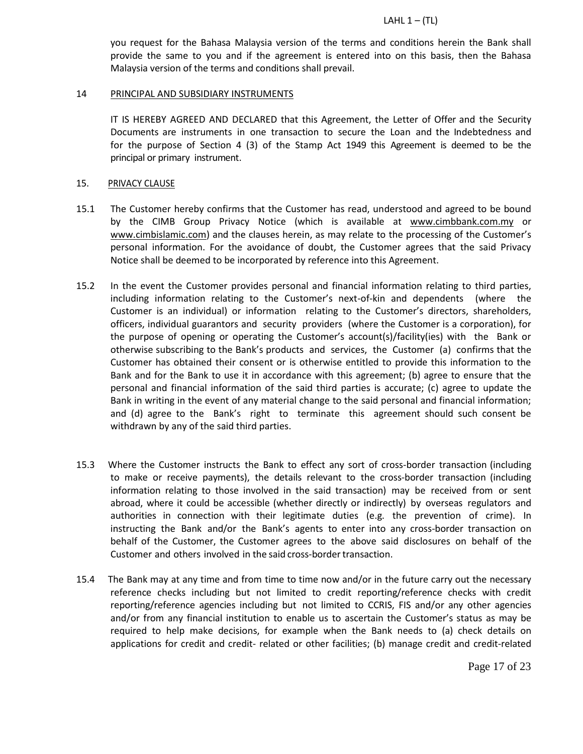you request for the Bahasa Malaysia version of the terms and conditions herein the Bank shall provide the same to you and if the agreement is entered into on this basis, then the Bahasa Malaysia version of the terms and conditions shall prevail.

## 14 PRINCIPAL AND SUBSIDIARY INSTRUMENTS

IT IS HEREBY AGREED AND DECLARED that this Agreement, the Letter of Offer and the Security Documents are instruments in one transaction to secure the Loan and the Indebtedness and for the purpose of Section 4 (3) of the Stamp Act 1949 this Agreement is deemed to be the principal or primary instrument.

## 15. PRIVACY CLAUSE

15.1 The Customer hereby confirms that the Customer has read, understood and agreed to be bound by the CIMB Group Privacy Notice (which is available at www.cimbbank.com.my or www.cimbislamic.com) and the clauses herein, as may relate to the processing of the Customer's personal information. For the avoidance of doubt, the Customer agrees that the said Privacy Notice shall be deemed to be incorporated by reference into this Agreement.

15.2 In the event the Customer provides personal and financial information relating to third parties, including information relating to the Customer's next-of-kin and dependents (where the Customer is an individual) or information relating to the Customer's directors, shareholders, officers, individual guarantors and security providers (where the Customer is a corporation), for the purpose of opening or operating the Customer's account(s)/facility(ies) with the Bank or otherwise subscribing to the Bank's products and services, the Customer (a) confirms that the Customer has obtained their consent or is otherwise entitled to provide this information to the Bank and for the Bank to use it in accordance with this agreement; (b) agree to ensure that the personal and financial information of the said third parties is accurate; (c) agree to update the Bank in writing in the event of any material change to the said personal and financial information; and (d) agree to the Bank's right to terminate this agreement should such consent be withdrawn by any of the said third parties.

15.3 Where the Customer instructs the Bank to effect any sort of cross-border transaction (including to make or receive payments), the details relevant to the cross-border transaction (including information relating to those involved in the said transaction) may be received from or sent abroad, where it could be accessible (whether directly or indirectly) by overseas regulators and authorities in connection with their legitimate duties (e.g. the prevention of crime). In instructing the Bank and/or the Bank's agents to enter into any cross-border transaction on behalf of the Customer, the Customer agrees to the above said disclosures on behalf of the Customer and others involved in the said cross-border transaction.

15.4 The Bank may at any time and from time to time now and/or in the future carry out the necessary reference checks including but not limited to credit reporting/reference checks with credit reporting/reference agencies including but not limited to CCRIS, FIS and/or any other agencies and/or from any financial institution to enable us to ascertain the Customer's status as may be required to help make decisions, for example when the Bank needs to (a) check details on applications for credit and credit- related or other facilities; (b) manage credit and credit-related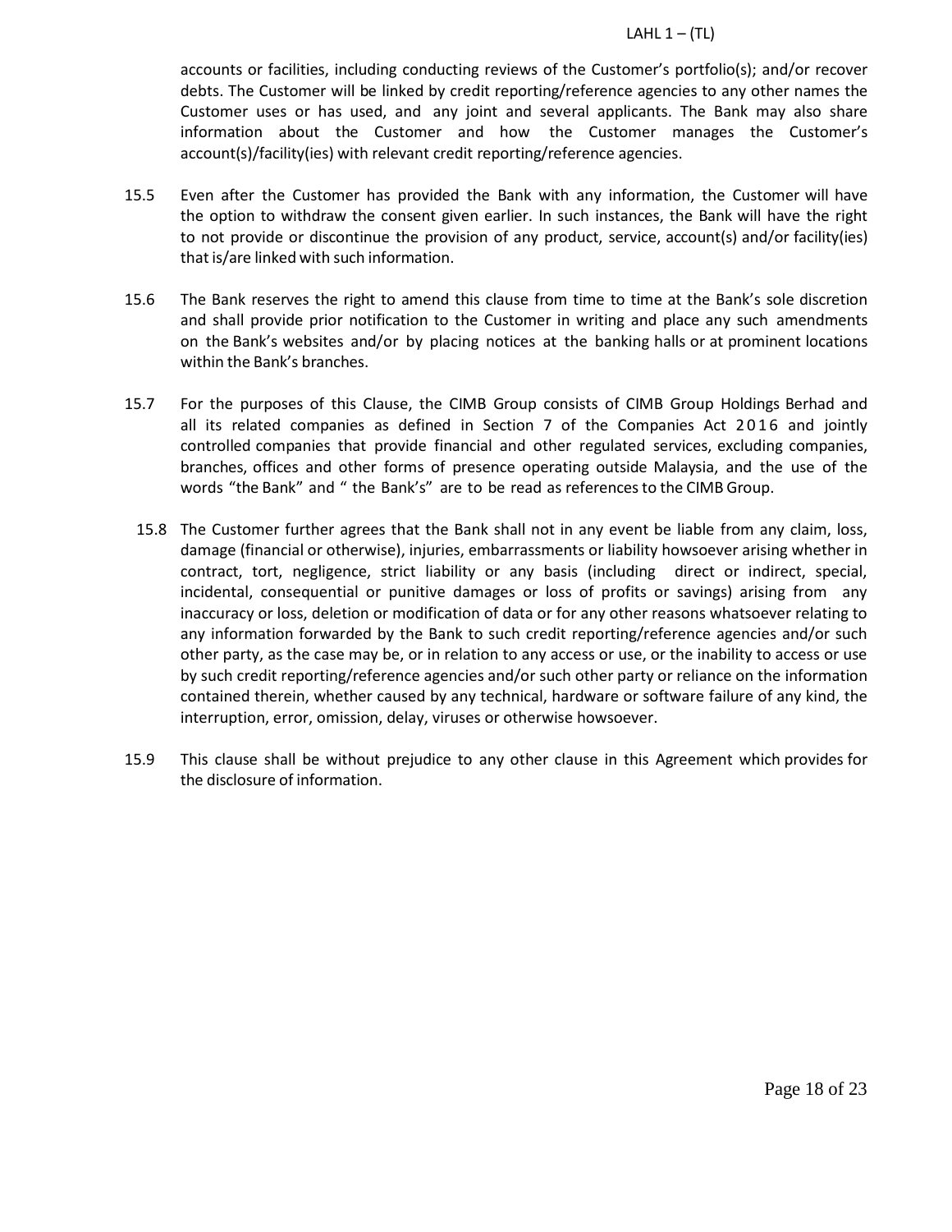accounts or facilities, including conducting reviews of the Customer's portfolio(s); and/or recover debts. The Customer will be linked by credit reporting/reference agencies to any other names the Customer uses or has used, and any joint and several applicants. The Bank may also share information about the Customer and how the Customer manages the Customer's account(s)/facility(ies) with relevant credit reporting/reference agencies.

15.5 Even after the Customer has provided the Bank with any information, the Customer will have the option to withdraw the consent given earlier. In such instances, the Bank will have the right to not provide or discontinue the provision of any product, service, account(s) and/or facility(ies) that is/are linked with such information.

15.6 The Bank reserves the right to amend this clause from time to time at the Bank's sole discretion and shall provide prior notification to the Customer in writing and place any such amendments on the Bank's websites and/or by placing notices at the banking halls or at prominent locations within the Bank's branches.

15.7 For the purposes of this Clause, the CIMB Group consists of CIMB Group Holdings Berhad and all its related companies as defined in Section 7 of the Companies Act 2016 and jointly controlled companies that provide financial and other regulated services, excluding companies, branches, offices and other forms of presence operating outside Malaysia, and the use of the words "the Bank" and " the Bank's" are to be read as references to the CIMB Group.

15.8 The Customer further agrees that the Bank shall not in any event be liable from any claim, loss, damage (financial or otherwise), injuries, embarrassments or liability howsoever arising whether in contract, tort, negligence, strict liability or any basis (including direct or indirect, special, incidental, consequential or punitive damages or loss of profits or savings) arising from any inaccuracy or loss, deletion or modification of data or for any other reasons whatsoever relating to any information forwarded by the Bank to such credit reporting/reference agencies and/or such other party, as the case may be, or in relation to any access or use, or the inability to access or use by such credit reporting/reference agencies and/or such other party or reliance on the information contained therein, whether caused by any technical, hardware or software failure of any kind, the interruption, error, omission, delay, viruses or otherwise howsoever.

15.9 This clause shall be without prejudice to any other clause in this Agreement which provides for the disclosure of information.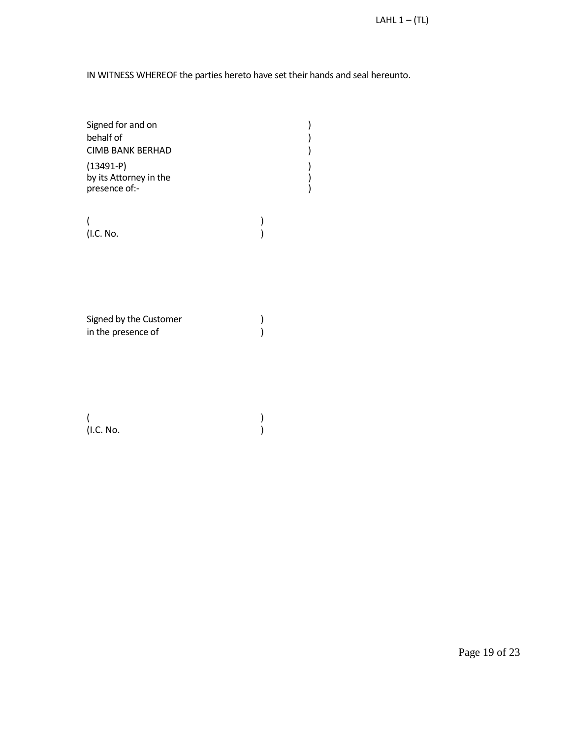IN WITNESS WHEREOF the parties hereto have set their hands and seal hereunto.

Signed for and on )
behalf of )
CIMB BANK BERHAD )
(13491-P) )
by its Attorney in the )
presence of:- )

( )
(I.C. No. )

Signed by the Customer )
in the presence of )

( )
(I.C. No. )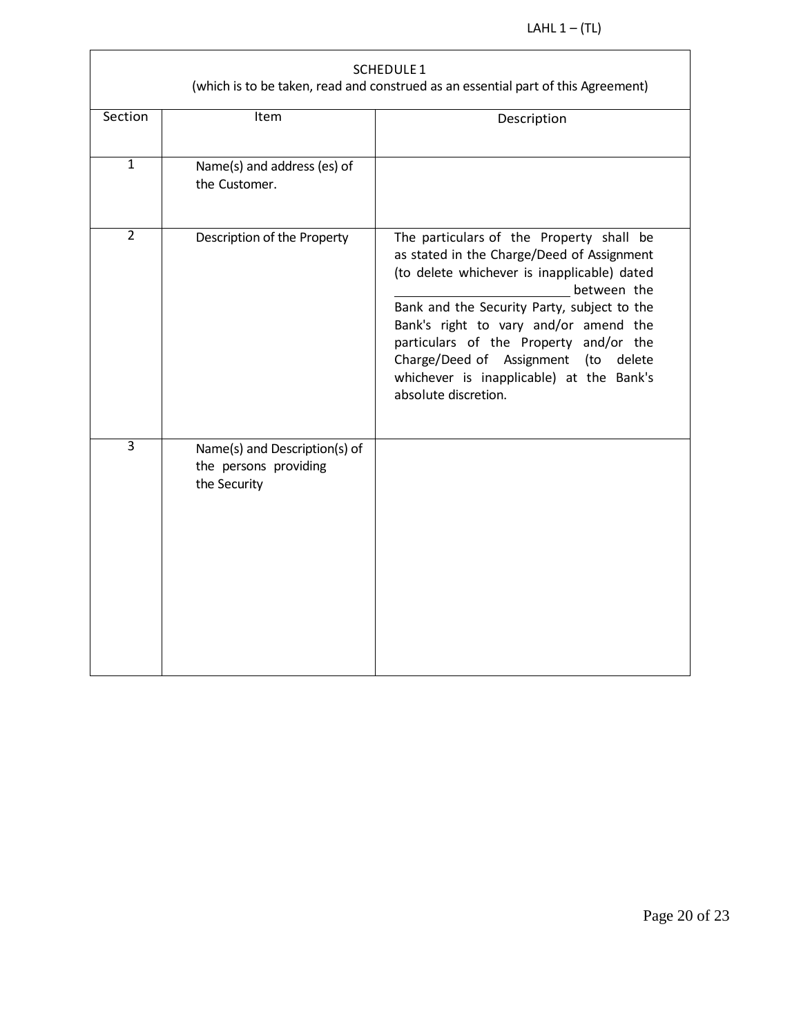| SCHEDULE 1 (which is to be taken, read and construed as an essential part of this Agreement) | | |
|---|---|---|
| Section | Item | Description |
| 1 | Name(s) and address (es) of the Customer. | |
| 2 | Description of the Property | The particulars of the Property shall be as stated in the Charge/Deed of Assignment (to delete whichever is inapplicable) dated ________________________ between the Bank and the Security Party, subject to the Bank's right to vary and/or amend the particulars of the Property and/or the Charge/Deed of Assignment (to delete whichever is inapplicable) at the Bank's absolute discretion. |
| 3 | Name(s) and Description(s) of the persons providing the Security | |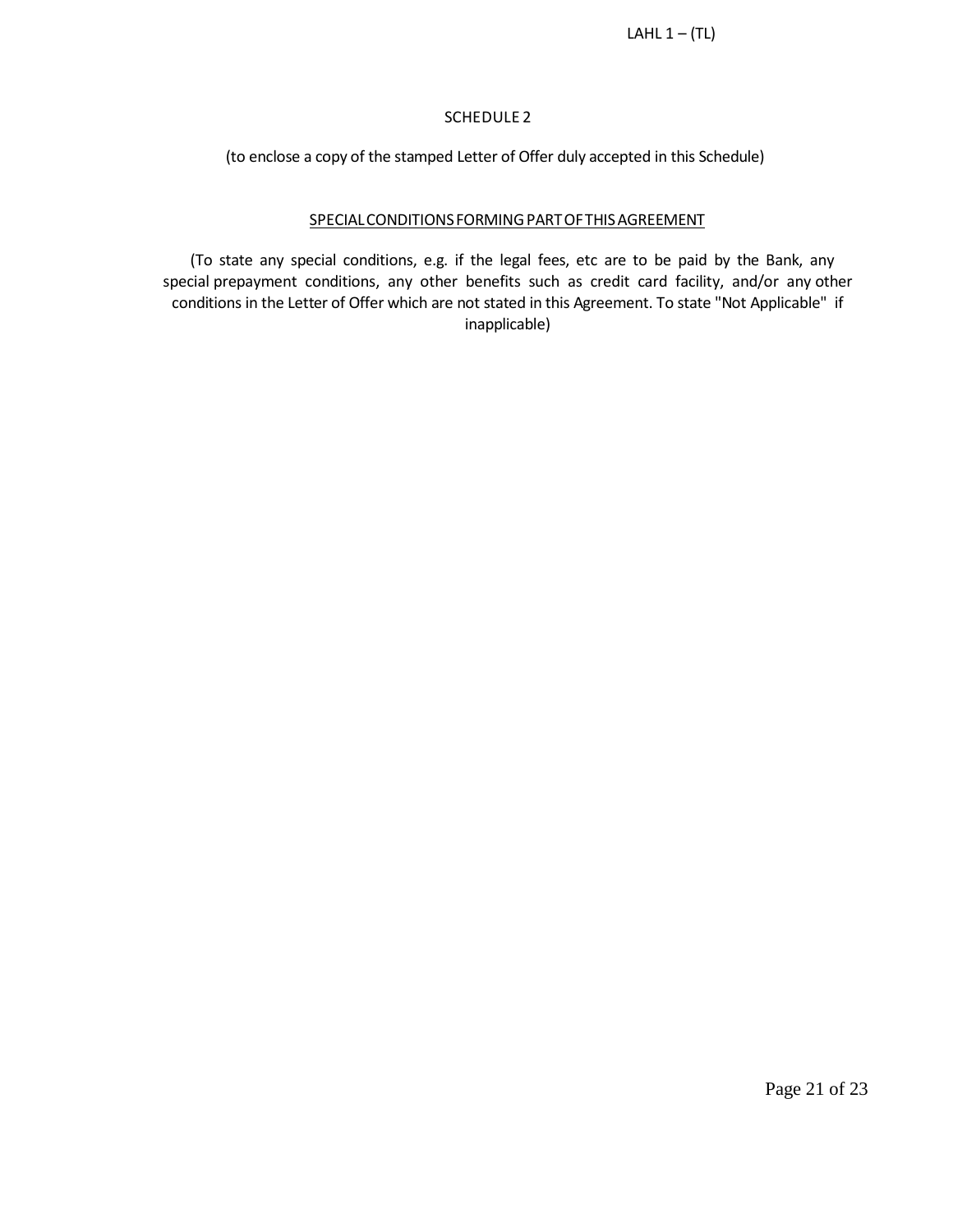## SCHEDULE 2

(to enclose a copy of the stamped Letter of Offer duly accepted in this Schedule)

<u>SPECIAL CONDITIONS FORMING PART OF THIS AGREEMENT</u>

(To state any special conditions, e.g. if the legal fees, etc are to be paid by the Bank, any special prepayment conditions, any other benefits such as credit card facility, and/or any other conditions in the Letter of Offer which are not stated in this Agreement. To state "Not Applicable" if inapplicable)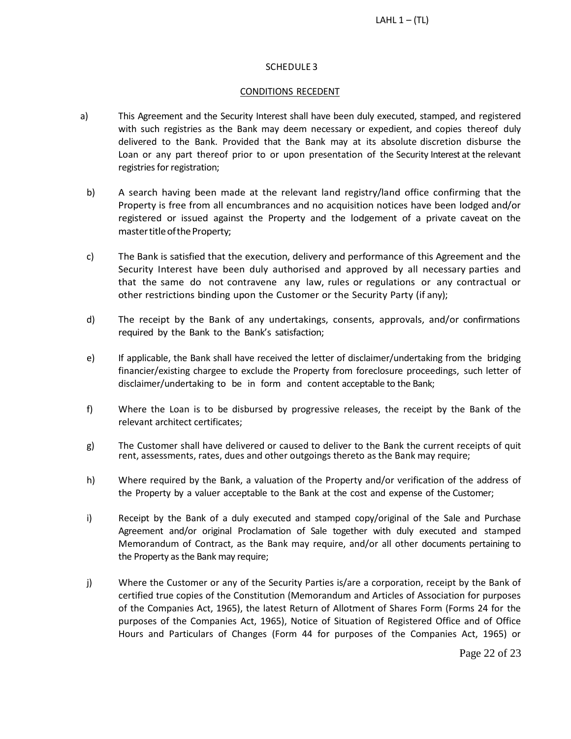## SCHEDULE 3

## CONDITIONS RECEDENT

a) This Agreement and the Security Interest shall have been duly executed, stamped, and registered with such registries as the Bank may deem necessary or expedient, and copies thereof duly delivered to the Bank. Provided that the Bank may at its absolute discretion disburse the Loan or any part thereof prior to or upon presentation of the Security Interest at the relevant registries for registration;

b) A search having been made at the relevant land registry/land office confirming that the Property is free from all encumbrances and no acquisition notices have been lodged and/or registered or issued against the Property and the lodgement of a private caveat on the master title of the Property;

c) The Bank is satisfied that the execution, delivery and performance of this Agreement and the Security Interest have been duly authorised and approved by all necessary parties and that the same do not contravene any law, rules or regulations or any contractual or other restrictions binding upon the Customer or the Security Party (if any);

d) The receipt by the Bank of any undertakings, consents, approvals, and/or confirmations required by the Bank to the Bank's satisfaction;

e) If applicable, the Bank shall have received the letter of disclaimer/undertaking from the bridging financier/existing chargee to exclude the Property from foreclosure proceedings, such letter of disclaimer/undertaking to be in form and content acceptable to the Bank;

f) Where the Loan is to be disbursed by progressive releases, the receipt by the Bank of the relevant architect certificates;

g) The Customer shall have delivered or caused to deliver to the Bank the current receipts of quit rent, assessments, rates, dues and other outgoings thereto as the Bank may require;

h) Where required by the Bank, a valuation of the Property and/or verification of the address of the Property by a valuer acceptable to the Bank at the cost and expense of the Customer;

i) Receipt by the Bank of a duly executed and stamped copy/original of the Sale and Purchase Agreement and/or original Proclamation of Sale together with duly executed and stamped Memorandum of Contract, as the Bank may require, and/or all other documents pertaining to the Property as the Bank may require;

j) Where the Customer or any of the Security Parties is/are a corporation, receipt by the Bank of certified true copies of the Constitution (Memorandum and Articles of Association for purposes of the Companies Act, 1965), the latest Return of Allotment of Shares Form (Forms 24 for the purposes of the Companies Act, 1965), Notice of Situation of Registered Office and of Office Hours and Particulars of Changes (Form 44 for purposes of the Companies Act, 1965) or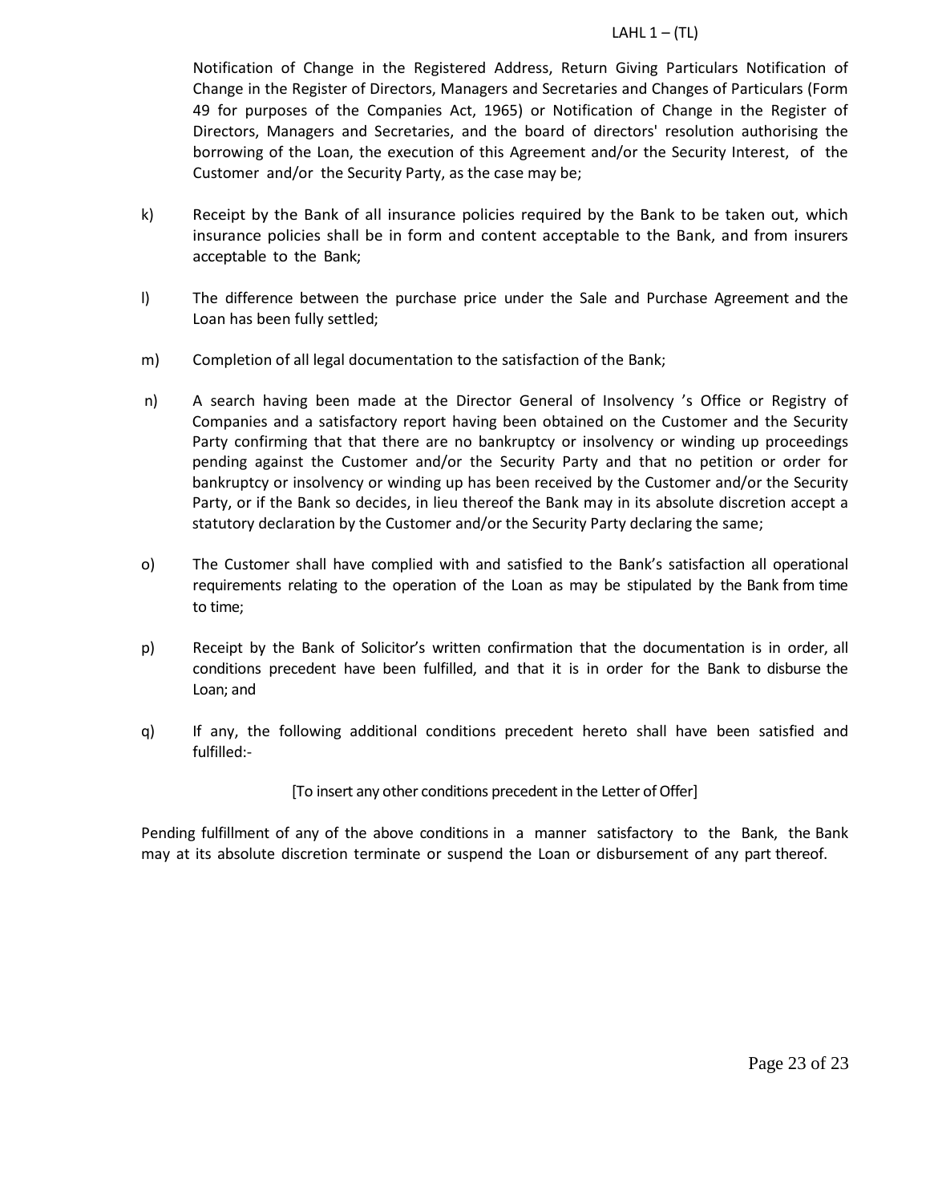Notification of Change in the Registered Address, Return Giving Particulars Notification of Change in the Register of Directors, Managers and Secretaries and Changes of Particulars (Form 49 for purposes of the Companies Act, 1965) or Notification of Change in the Register of Directors, Managers and Secretaries, and the board of directors' resolution authorising the borrowing of the Loan, the execution of this Agreement and/or the Security Interest, of the Customer and/or the Security Party, as the case may be;

k) Receipt by the Bank of all insurance policies required by the Bank to be taken out, which insurance policies shall be in form and content acceptable to the Bank, and from insurers acceptable to the Bank;

l) The difference between the purchase price under the Sale and Purchase Agreement and the Loan has been fully settled;

m) Completion of all legal documentation to the satisfaction of the Bank;

n) A search having been made at the Director General of Insolvency 's Office or Registry of Companies and a satisfactory report having been obtained on the Customer and the Security Party confirming that that there are no bankruptcy or insolvency or winding up proceedings pending against the Customer and/or the Security Party and that no petition or order for bankruptcy or insolvency or winding up has been received by the Customer and/or the Security Party, or if the Bank so decides, in lieu thereof the Bank may in its absolute discretion accept a statutory declaration by the Customer and/or the Security Party declaring the same;

o) The Customer shall have complied with and satisfied to the Bank's satisfaction all operational requirements relating to the operation of the Loan as may be stipulated by the Bank from time to time;

p) Receipt by the Bank of Solicitor's written confirmation that the documentation is in order, all conditions precedent have been fulfilled, and that it is in order for the Bank to disburse the Loan; and

q) If any, the following additional conditions precedent hereto shall have been satisfied and fulfilled:-

[To insert any other conditions precedent in the Letter of Offer]

Pending fulfillment of any of the above conditions in a manner satisfactory to the Bank, the Bank may at its absolute discretion terminate or suspend the Loan or disbursement of any part thereof.